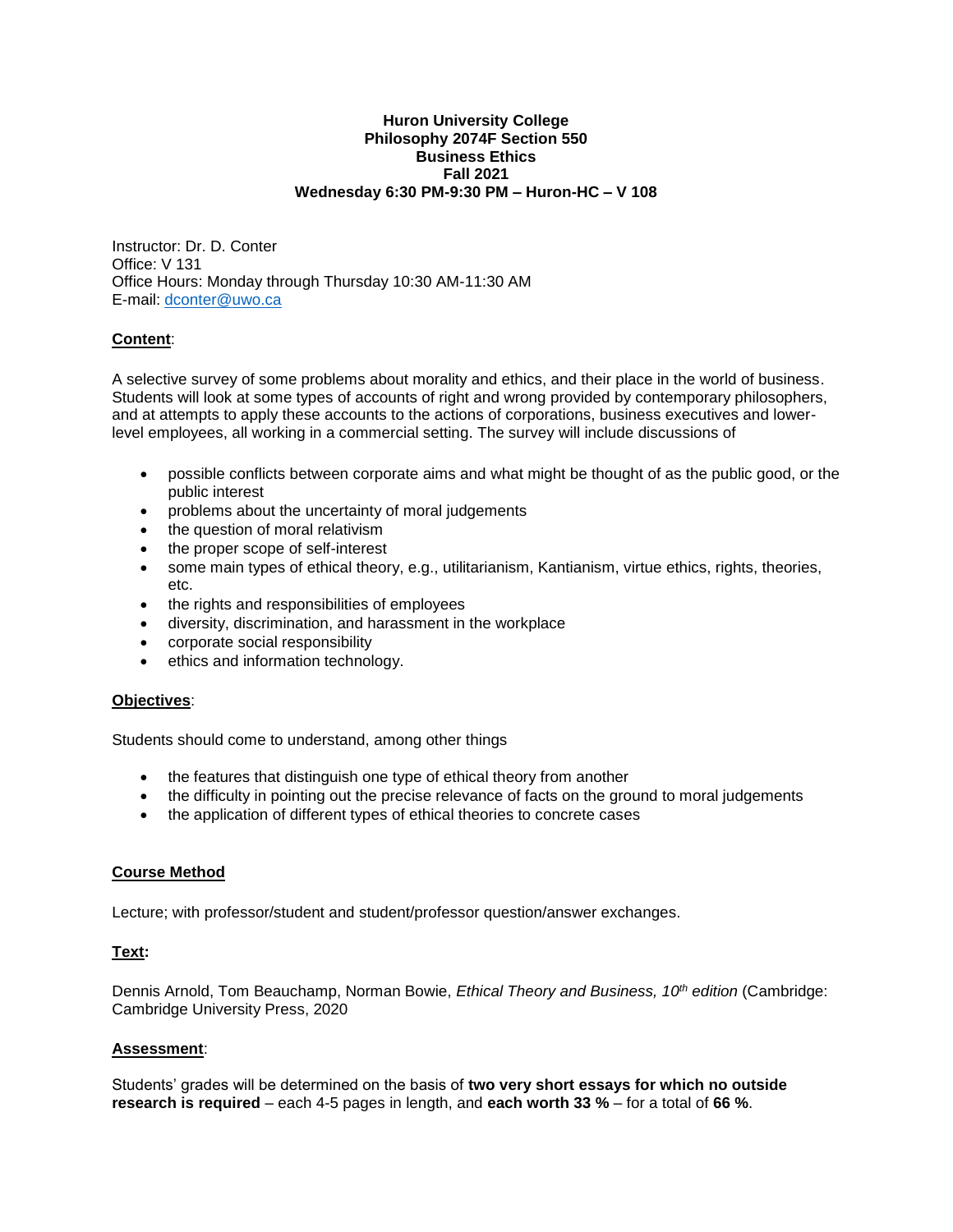**Huron University College**
**Philosophy 2074F Section 550**
**Business Ethics**
**Fall 2021**
**Wednesday 6:30 PM-9:30 PM – Huron-HC – V 108**

Instructor: Dr. D. Conter
Office: V 131
Office Hours: Monday through Thursday 10:30 AM-11:30 AM
E-mail: dconter@uwo.ca

## **Content**:

A selective survey of some problems about morality and ethics, and their place in the world of business. Students will look at some types of accounts of right and wrong provided by contemporary philosophers, and at attempts to apply these accounts to the actions of corporations, business executives and lower-level employees, all working in a commercial setting. The survey will include discussions of

- possible conflicts between corporate aims and what might be thought of as the public good, or the public interest
- problems about the uncertainty of moral judgements
- the question of moral relativism
- the proper scope of self-interest
- some main types of ethical theory, e.g., utilitarianism, Kantianism, virtue ethics, rights, theories, etc.
- the rights and responsibilities of employees
- diversity, discrimination, and harassment in the workplace
- corporate social responsibility
- ethics and information technology.

## **Objectives**:

Students should come to understand, among other things

- the features that distinguish one type of ethical theory from another
- the difficulty in pointing out the precise relevance of facts on the ground to moral judgements
- the application of different types of ethical theories to concrete cases

## **Course Method**

Lecture; with professor/student and student/professor question/answer exchanges.

## **Text:**

Dennis Arnold, Tom Beauchamp, Norman Bowie, *Ethical Theory and Business, 10th edition* (Cambridge: Cambridge University Press, 2020

## **Assessment**:

Students' grades will be determined on the basis of **two very short essays for which no outside research is required** – each 4-5 pages in length, and **each worth 33 %** – for a total of **66 %**.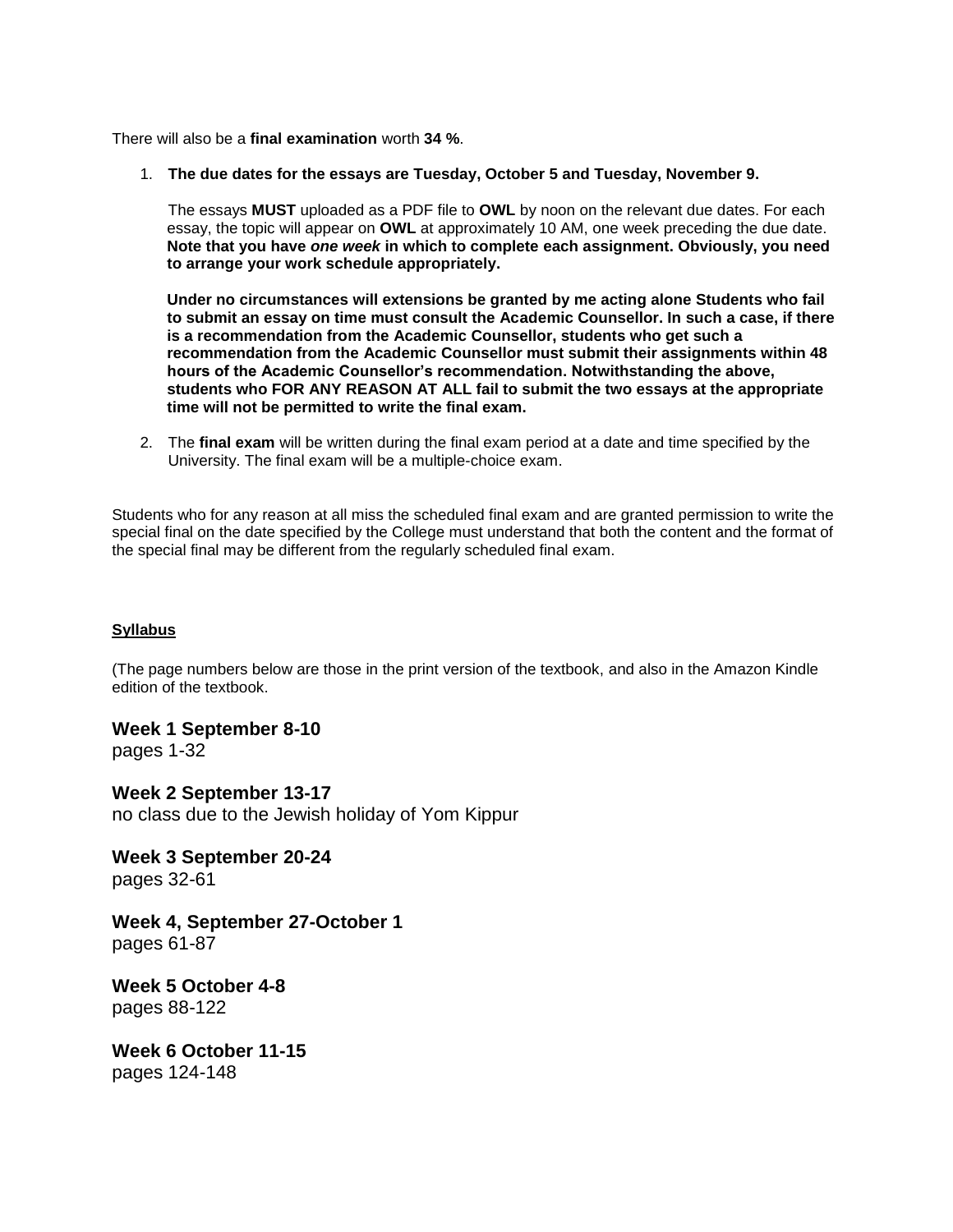There will also be a **final examination** worth **34 %**.

1. **The due dates for the essays are Tuesday, October 5 and Tuesday, November 9.**

   The essays **MUST** uploaded as a PDF file to **OWL** by noon on the relevant due dates. For each essay, the topic will appear on **OWL** at approximately 10 AM, one week preceding the due date. **Note that you have *one week* in which to complete each assignment. Obviously, you need to arrange your work schedule appropriately.**

   **Under no circumstances will extensions be granted by me acting alone Students who fail to submit an essay on time must consult the Academic Counsellor. In such a case, if there is a recommendation from the Academic Counsellor, students who get such a recommendation from the Academic Counsellor must submit their assignments within 48 hours of the Academic Counsellor's recommendation. Notwithstanding the above, students who FOR ANY REASON AT ALL fail to submit the two essays at the appropriate time will not be permitted to write the final exam.**

2. The **final exam** will be written during the final exam period at a date and time specified by the University. The final exam will be a multiple-choice exam.

Students who for any reason at all miss the scheduled final exam and are granted permission to write the special final on the date specified by the College must understand that both the content and the format of the special final may be different from the regularly scheduled final exam.

**Syllabus**

(The page numbers below are those in the print version of the textbook, and also in the Amazon Kindle edition of the textbook.

### Week 1 September 8-10
pages 1-32

### Week 2 September 13-17
no class due to the Jewish holiday of Yom Kippur

### Week 3 September 20-24
pages 32-61

### Week 4, September 27-October 1
pages 61-87

### Week 5 October 4-8
pages 88-122

### Week 6 October 11-15
pages 124-148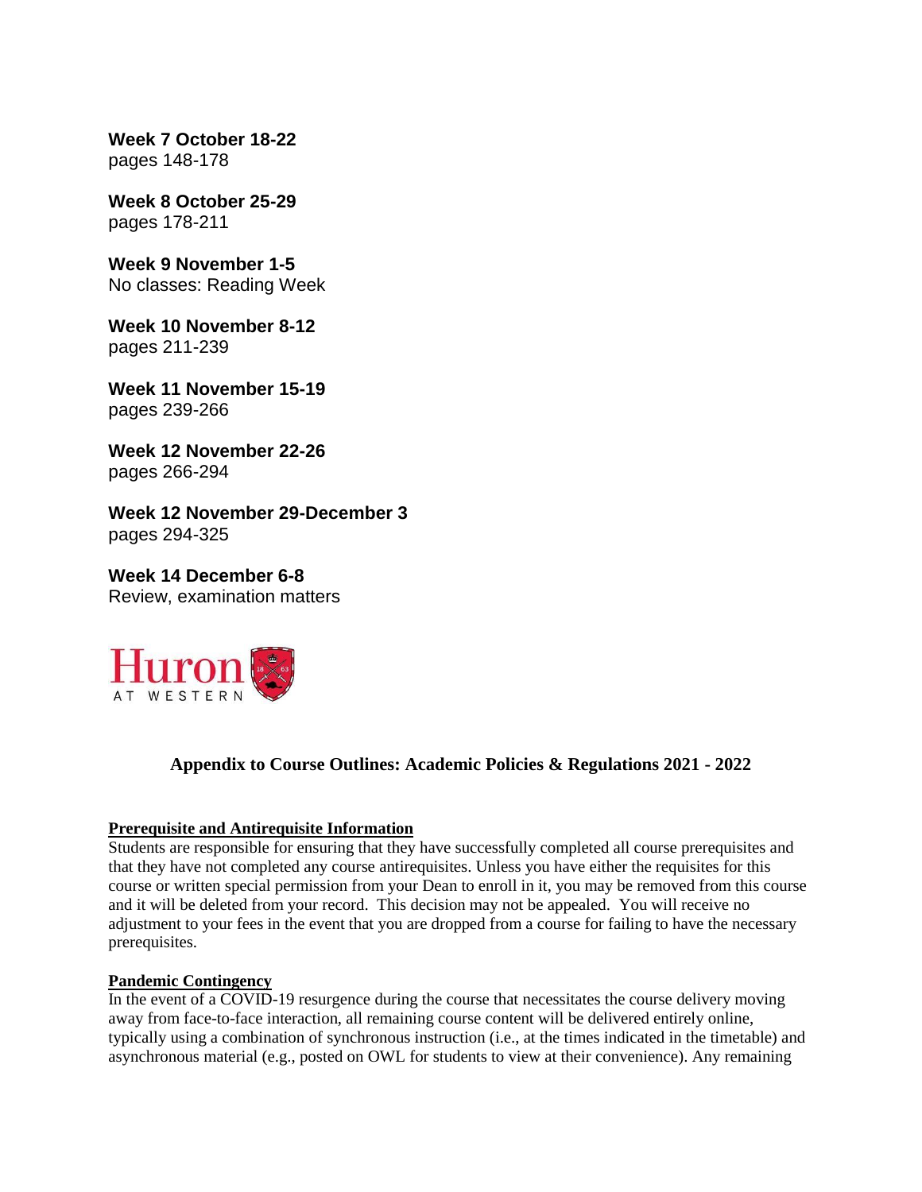**Week 7 October 18-22**
pages 148-178

**Week 8 October 25-29**
pages 178-211

**Week 9 November 1-5**
No classes: Reading Week

**Week 10 November 8-12**
pages 211-239

**Week 11 November 15-19**
pages 239-266

**Week 12 November 22-26**
pages 266-294

**Week 12 November 29-December 3**
pages 294-325

**Week 14 December 6-8**
Review, examination matters

Huron AT WESTERN

## Appendix to Course Outlines: Academic Policies & Regulations 2021 - 2022

**Prerequisite and Antirequisite Information**

Students are responsible for ensuring that they have successfully completed all course prerequisites and that they have not completed any course antirequisites. Unless you have either the requisites for this course or written special permission from your Dean to enroll in it, you may be removed from this course and it will be deleted from your record. This decision may not be appealed. You will receive no adjustment to your fees in the event that you are dropped from a course for failing to have the necessary prerequisites.

**Pandemic Contingency**

In the event of a COVID-19 resurgence during the course that necessitates the course delivery moving away from face-to-face interaction, all remaining course content will be delivered entirely online, typically using a combination of synchronous instruction (i.e., at the times indicated in the timetable) and asynchronous material (e.g., posted on OWL for students to view at their convenience). Any remaining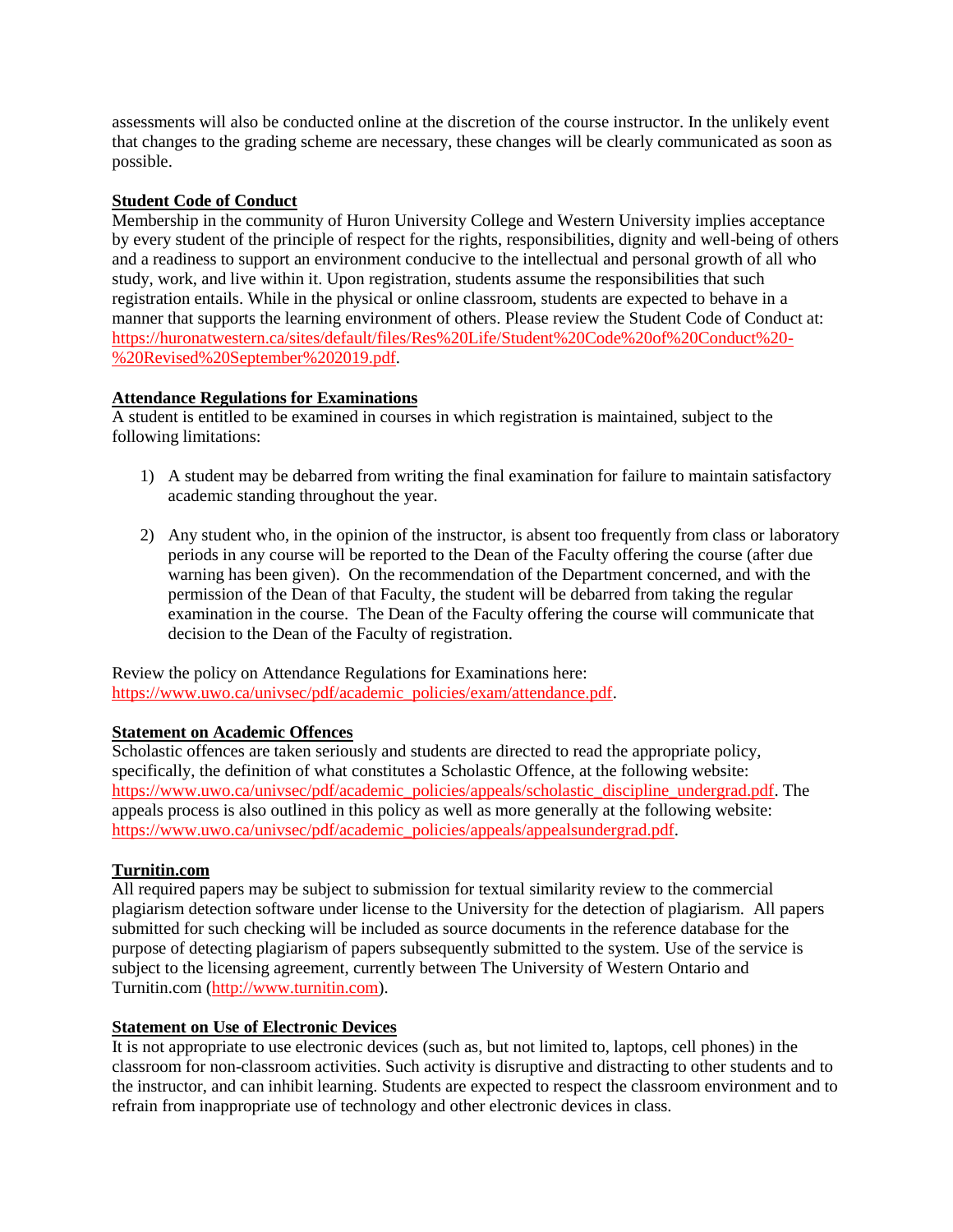assessments will also be conducted online at the discretion of the course instructor. In the unlikely event that changes to the grading scheme are necessary, these changes will be clearly communicated as soon as possible.

**Student Code of Conduct**

Membership in the community of Huron University College and Western University implies acceptance by every student of the principle of respect for the rights, responsibilities, dignity and well-being of others and a readiness to support an environment conducive to the intellectual and personal growth of all who study, work, and live within it. Upon registration, students assume the responsibilities that such registration entails. While in the physical or online classroom, students are expected to behave in a manner that supports the learning environment of others. Please review the Student Code of Conduct at: https://huronatwestern.ca/sites/default/files/Res%20Life/Student%20Code%20of%20Conduct%20-%20Revised%20September%202019.pdf.

**Attendance Regulations for Examinations**

A student is entitled to be examined in courses in which registration is maintained, subject to the following limitations:

1) A student may be debarred from writing the final examination for failure to maintain satisfactory academic standing throughout the year.

2) Any student who, in the opinion of the instructor, is absent too frequently from class or laboratory periods in any course will be reported to the Dean of the Faculty offering the course (after due warning has been given). On the recommendation of the Department concerned, and with the permission of the Dean of that Faculty, the student will be debarred from taking the regular examination in the course. The Dean of the Faculty offering the course will communicate that decision to the Dean of the Faculty of registration.

Review the policy on Attendance Regulations for Examinations here: https://www.uwo.ca/univsec/pdf/academic_policies/exam/attendance.pdf.

**Statement on Academic Offences**

Scholastic offences are taken seriously and students are directed to read the appropriate policy, specifically, the definition of what constitutes a Scholastic Offence, at the following website: https://www.uwo.ca/univsec/pdf/academic_policies/appeals/scholastic_discipline_undergrad.pdf. The appeals process is also outlined in this policy as well as more generally at the following website: https://www.uwo.ca/univsec/pdf/academic_policies/appeals/appealsundergrad.pdf.

**Turnitin.com**

All required papers may be subject to submission for textual similarity review to the commercial plagiarism detection software under license to the University for the detection of plagiarism. All papers submitted for such checking will be included as source documents in the reference database for the purpose of detecting plagiarism of papers subsequently submitted to the system. Use of the service is subject to the licensing agreement, currently between The University of Western Ontario and Turnitin.com (http://www.turnitin.com).

**Statement on Use of Electronic Devices**

It is not appropriate to use electronic devices (such as, but not limited to, laptops, cell phones) in the classroom for non-classroom activities. Such activity is disruptive and distracting to other students and to the instructor, and can inhibit learning. Students are expected to respect the classroom environment and to refrain from inappropriate use of technology and other electronic devices in class.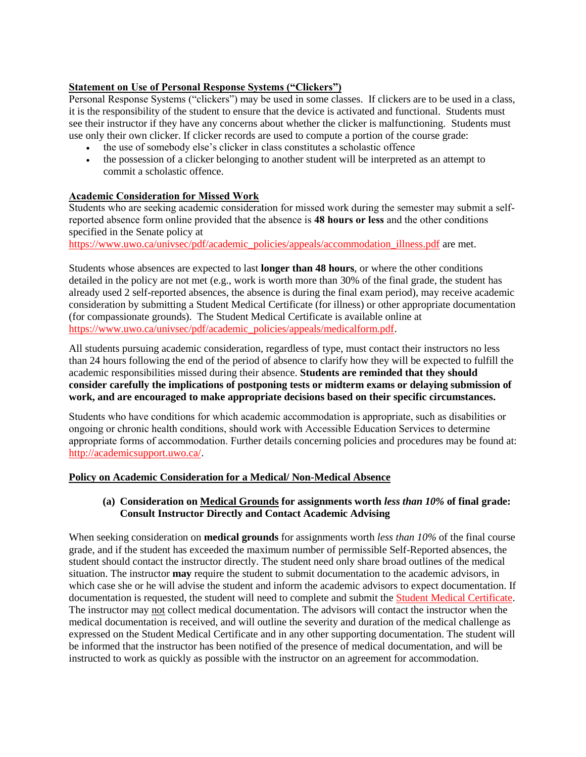**<u>Statement on Use of Personal Response Systems ("Clickers")</u>**

Personal Response Systems ("clickers") may be used in some classes. If clickers are to be used in a class, it is the responsibility of the student to ensure that the device is activated and functional. Students must see their instructor if they have any concerns about whether the clicker is malfunctioning. Students must use only their own clicker. If clicker records are used to compute a portion of the course grade:

- the use of somebody else's clicker in class constitutes a scholastic offence
- the possession of a clicker belonging to another student will be interpreted as an attempt to commit a scholastic offence.

**<u>Academic Consideration for Missed Work</u>**

Students who are seeking academic consideration for missed work during the semester may submit a self-reported absence form online provided that the absence is **48 hours or less** and the other conditions specified in the Senate policy at https://www.uwo.ca/univsec/pdf/academic_policies/appeals/accommodation_illness.pdf are met.

Students whose absences are expected to last **longer than 48 hours**, or where the other conditions detailed in the policy are not met (e.g., work is worth more than 30% of the final grade, the student has already used 2 self-reported absences, the absence is during the final exam period), may receive academic consideration by submitting a Student Medical Certificate (for illness) or other appropriate documentation (for compassionate grounds). The Student Medical Certificate is available online at https://www.uwo.ca/univsec/pdf/academic_policies/appeals/medicalform.pdf.

All students pursuing academic consideration, regardless of type, must contact their instructors no less than 24 hours following the end of the period of absence to clarify how they will be expected to fulfill the academic responsibilities missed during their absence. **Students are reminded that they should consider carefully the implications of postponing tests or midterm exams or delaying submission of work, and are encouraged to make appropriate decisions based on their specific circumstances.**

Students who have conditions for which academic accommodation is appropriate, such as disabilities or ongoing or chronic health conditions, should work with Accessible Education Services to determine appropriate forms of accommodation. Further details concerning policies and procedures may be found at: http://academicsupport.uwo.ca/.

**<u>Policy on Academic Consideration for a Medical/ Non-Medical Absence</u>**

**(a) Consideration on <u>Medical Grounds</u> for assignments worth *less than 10%* of final grade: Consult Instructor Directly and Contact Academic Advising**

When seeking consideration on **medical grounds** for assignments worth *less than 10%* of the final course grade, and if the student has exceeded the maximum number of permissible Self-Reported absences, the student should contact the instructor directly. The student need only share broad outlines of the medical situation. The instructor **may** require the student to submit documentation to the academic advisors, in which case she or he will advise the student and inform the academic advisors to expect documentation. If documentation is requested, the student will need to complete and submit the Student Medical Certificate. The instructor may <u>not</u> collect medical documentation. The advisors will contact the instructor when the medical documentation is received, and will outline the severity and duration of the medical challenge as expressed on the Student Medical Certificate and in any other supporting documentation. The student will be informed that the instructor has been notified of the presence of medical documentation, and will be instructed to work as quickly as possible with the instructor on an agreement for accommodation.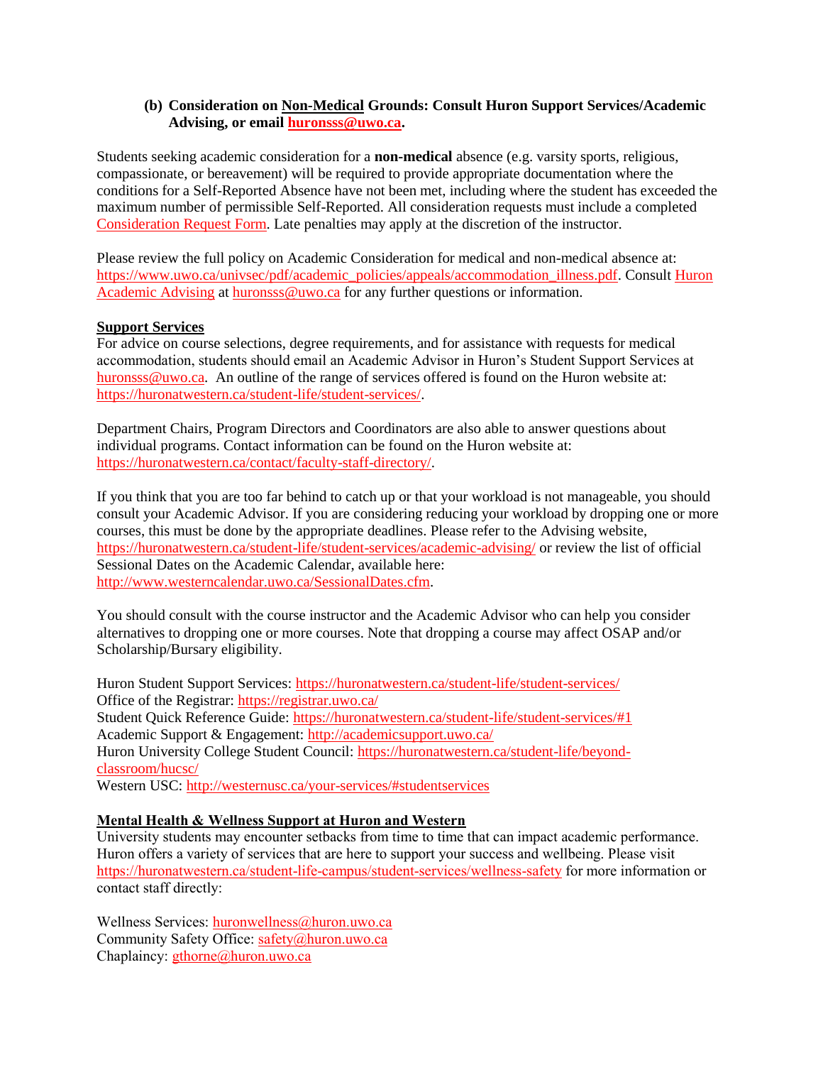**(b) Consideration on <u>Non-Medical</u> Grounds: Consult Huron Support Services/Academic Advising, or email huronsss@uwo.ca.**

Students seeking academic consideration for a **non-medical** absence (e.g. varsity sports, religious, compassionate, or bereavement) will be required to provide appropriate documentation where the conditions for a Self-Reported Absence have not been met, including where the student has exceeded the maximum number of permissible Self-Reported. All consideration requests must include a completed Consideration Request Form. Late penalties may apply at the discretion of the instructor.

Please review the full policy on Academic Consideration for medical and non-medical absence at: https://www.uwo.ca/univsec/pdf/academic_policies/appeals/accommodation_illness.pdf. Consult Huron Academic Advising at huronsss@uwo.ca for any further questions or information.

**<u>Support Services</u>**

For advice on course selections, degree requirements, and for assistance with requests for medical accommodation, students should email an Academic Advisor in Huron's Student Support Services at huronsss@uwo.ca. An outline of the range of services offered is found on the Huron website at: https://huronatwestern.ca/student-life/student-services/.

Department Chairs, Program Directors and Coordinators are also able to answer questions about individual programs. Contact information can be found on the Huron website at: https://huronatwestern.ca/contact/faculty-staff-directory/.

If you think that you are too far behind to catch up or that your workload is not manageable, you should consult your Academic Advisor. If you are considering reducing your workload by dropping one or more courses, this must be done by the appropriate deadlines. Please refer to the Advising website, https://huronatwestern.ca/student-life/student-services/academic-advising/ or review the list of official Sessional Dates on the Academic Calendar, available here: http://www.westerncalendar.uwo.ca/SessionalDates.cfm.

You should consult with the course instructor and the Academic Advisor who can help you consider alternatives to dropping one or more courses. Note that dropping a course may affect OSAP and/or Scholarship/Bursary eligibility.

Huron Student Support Services: https://huronatwestern.ca/student-life/student-services/
Office of the Registrar: https://registrar.uwo.ca/
Student Quick Reference Guide: https://huronatwestern.ca/student-life/student-services/#1
Academic Support & Engagement: http://academicsupport.uwo.ca/
Huron University College Student Council: https://huronatwestern.ca/student-life/beyond-classroom/hucsc/
Western USC: http://westernusc.ca/your-services/#studentservices

**<u>Mental Health & Wellness Support at Huron and Western</u>**

University students may encounter setbacks from time to time that can impact academic performance. Huron offers a variety of services that are here to support your success and wellbeing. Please visit https://huronatwestern.ca/student-life-campus/student-services/wellness-safety for more information or contact staff directly:

Wellness Services: huronwellness@huron.uwo.ca
Community Safety Office: safety@huron.uwo.ca
Chaplaincy: gthorne@huron.uwo.ca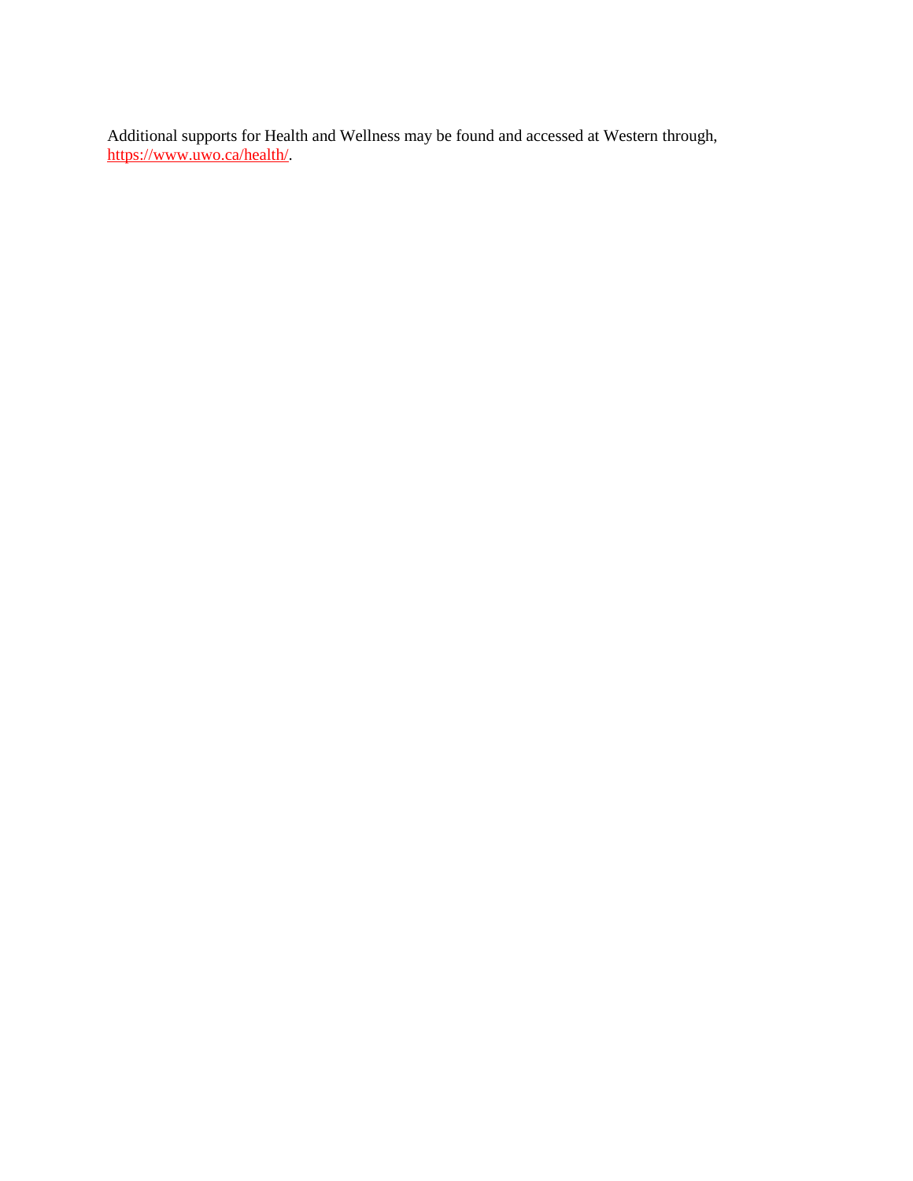Additional supports for Health and Wellness may be found and accessed at Western through, https://www.uwo.ca/health/.